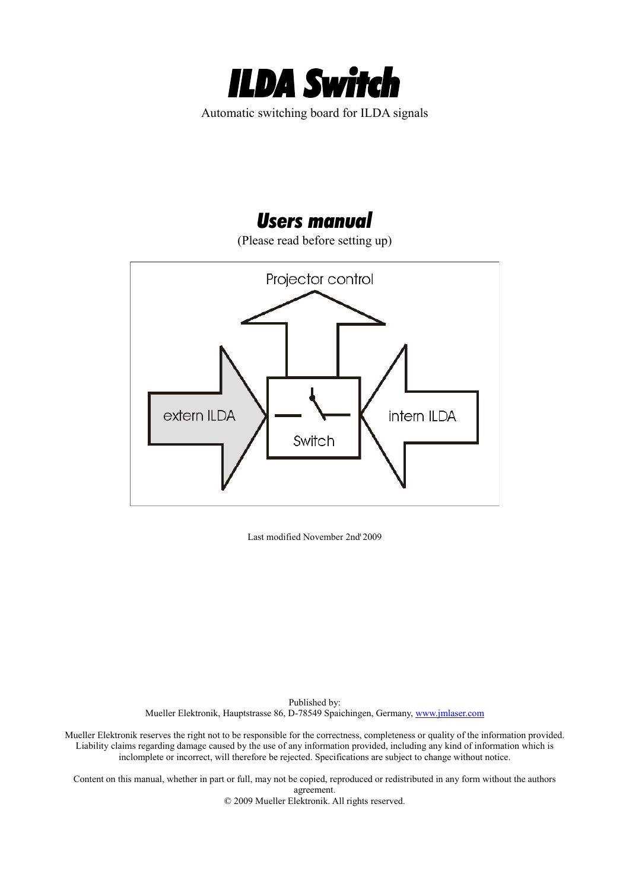# *ILDA Switch*

Automatic switching board for ILDA signals

## *Users manual*

(Please read before setting up)

Last modified November 2nd' 2009

Published by:
Mueller Elektronik, Hauptstrasse 86, D-78549 Spaichingen, Germany, [www.jmlaser.com](http://www.jmlaser.com)

Mueller Elektronik reserves the right not to be responsible for the correctness, completeness or quality of the information provided. Liability claims regarding damage caused by the use of any information provided, including any kind of information which is inclomplete or incorrect, will therefore be rejected. Specifications are subject to change without notice.

Content on this manual, whether in part or full, may not be copied, reproduced or redistributed in any form without the authors agreement.
© 2009 Mueller Elektronik. All rights reserved.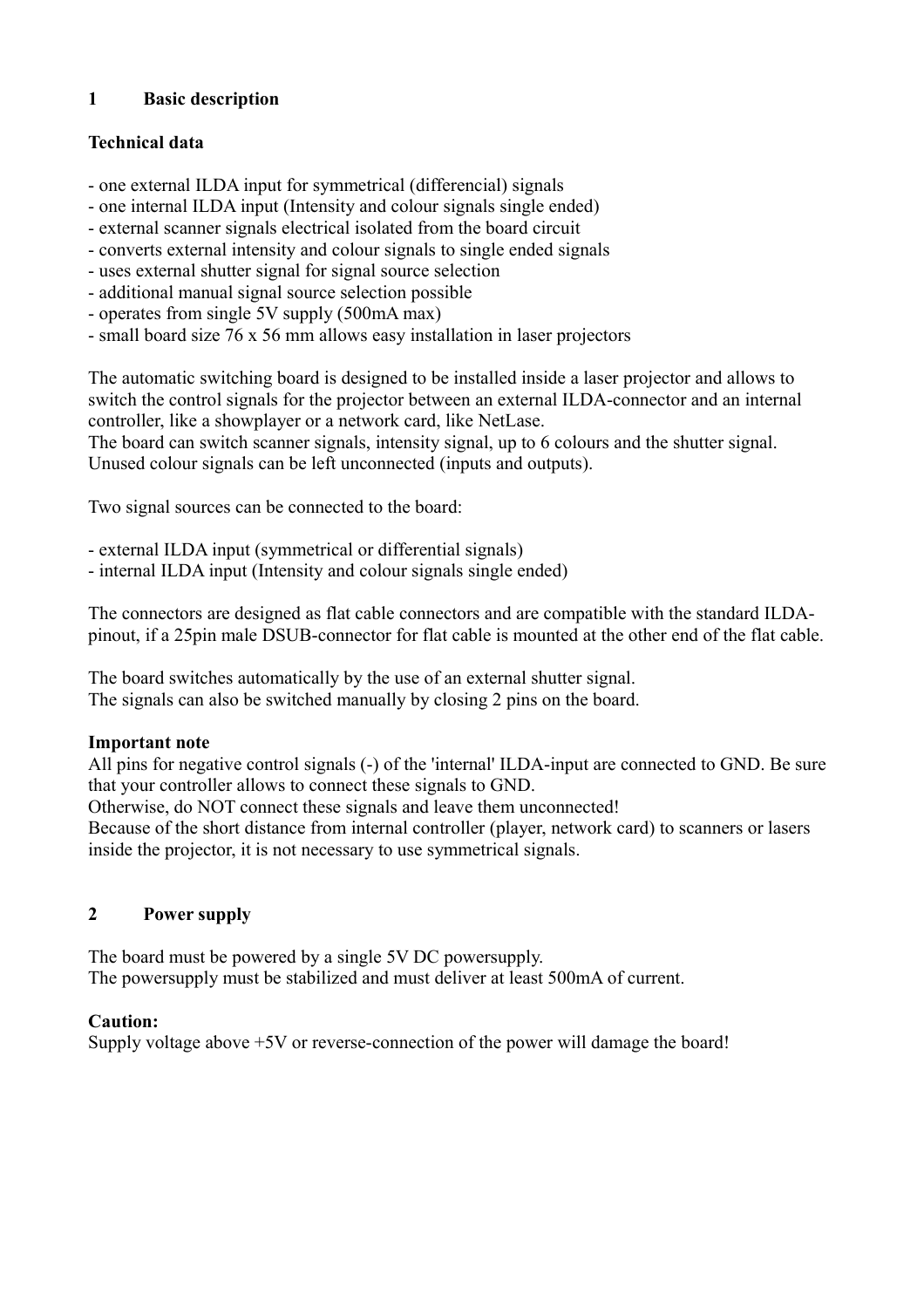## 1 Basic description

**Technical data**

- one external ILDA input for symmetrical (differencial) signals
- one internal ILDA input (Intensity and colour signals single ended)
- external scanner signals electrical isolated from the board circuit
- converts external intensity and colour signals to single ended signals
- uses external shutter signal for signal source selection
- additional manual signal source selection possible
- operates from single 5V supply (500mA max)
- small board size 76 x 56 mm allows easy installation in laser projectors

The automatic switching board is designed to be installed inside a laser projector and allows to switch the control signals for the projector between an external ILDA-connector and an internal controller, like a showplayer or a network card, like NetLase.
The board can switch scanner signals, intensity signal, up to 6 colours and the shutter signal.
Unused colour signals can be left unconnected (inputs and outputs).

Two signal sources can be connected to the board:

- external ILDA input (symmetrical or differential signals)
- internal ILDA input (Intensity and colour signals single ended)

The connectors are designed as flat cable connectors and are compatible with the standard ILDA-pinout, if a 25pin male DSUB-connector for flat cable is mounted at the other end of the flat cable.

The board switches automatically by the use of an external shutter signal.
The signals can also be switched manually by closing 2 pins on the board.

**Important note**
All pins for negative control signals (-) of the 'internal' ILDA-input are connected to GND. Be sure that your controller allows to connect these signals to GND.
Otherwise, do NOT connect these signals and leave them unconnected!
Because of the short distance from internal controller (player, network card) to scanners or lasers inside the projector, it is not necessary to use symmetrical signals.

## 2 Power supply

The board must be powered by a single 5V DC powersupply.
The powersupply must be stabilized and must deliver at least 500mA of current.

**Caution:**
Supply voltage above +5V or reverse-connection of the power will damage the board!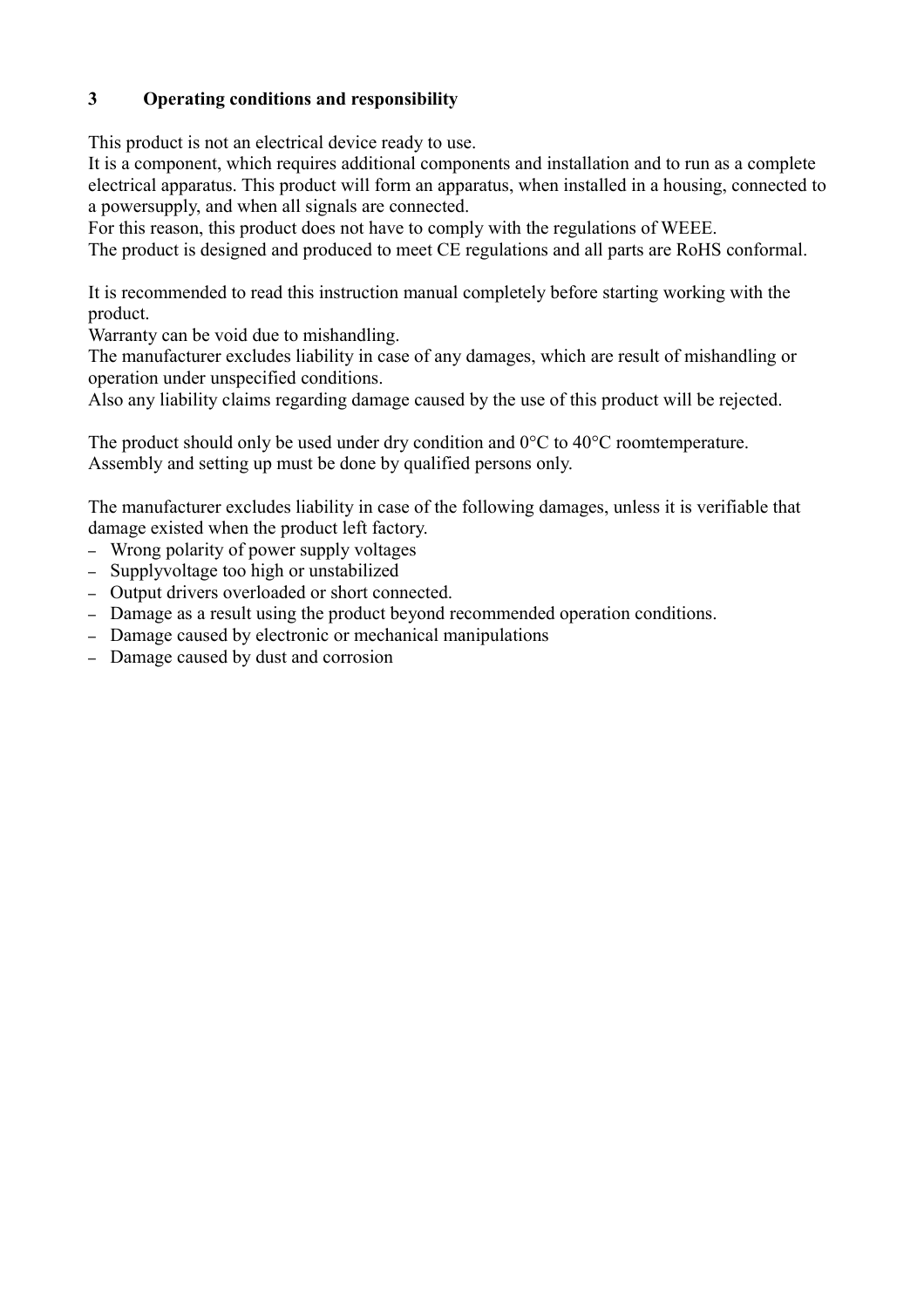## 3 Operating conditions and responsibility

This product is not an electrical device ready to use.
It is a component, which requires additional components and installation and to run as a complete electrical apparatus. This product will form an apparatus, when installed in a housing, connected to a powersupply, and when all signals are connected.
For this reason, this product does not have to comply with the regulations of WEEE.
The product is designed and produced to meet CE regulations and all parts are RoHS conformal.

It is recommended to read this instruction manual completely before starting working with the product.
Warranty can be void due to mishandling.
The manufacturer excludes liability in case of any damages, which are result of mishandling or operation under unspecified conditions.
Also any liability claims regarding damage caused by the use of this product will be rejected.

The product should only be used under dry condition and 0°C to 40°C roomtemperature.
Assembly and setting up must be done by qualified persons only.

The manufacturer excludes liability in case of the following damages, unless it is verifiable that damage existed when the product left factory.

- Wrong polarity of power supply voltages
- Supplyvoltage too high or unstabilized
- Output drivers overloaded or short connected.
- Damage as a result using the product beyond recommended operation conditions.
- Damage caused by electronic or mechanical manipulations
- Damage caused by dust and corrosion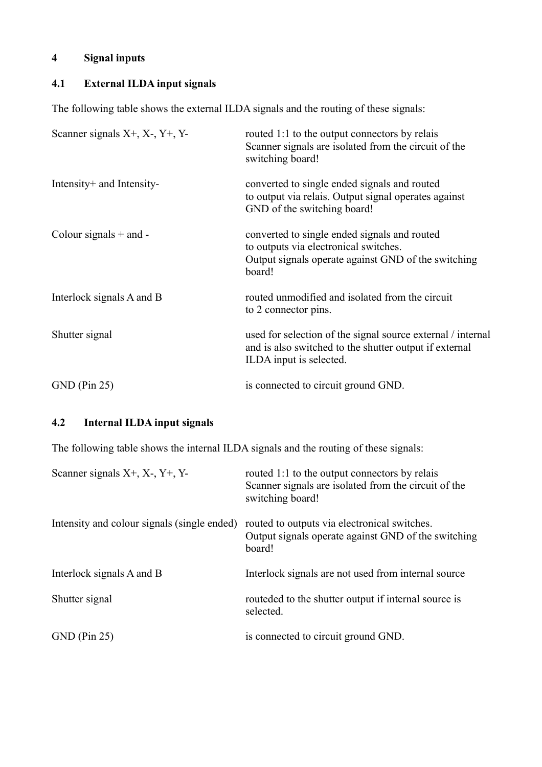# 4 Signal inputs

## 4.1 External ILDA input signals

The following table shows the external ILDA signals and the routing of these signals:

| | |
|---|---|
| Scanner signals X+, X-, Y+, Y- | routed 1:1 to the output connectors by relais<br>Scanner signals are isolated from the circuit of the switching board! |
| Intensity+ and Intensity- | converted to single ended signals and routed to output via relais. Output signal operates against GND of the switching board! |
| Colour signals + and - | converted to single ended signals and routed to outputs via electronical switches.<br>Output signals operate against GND of the switching board! |
| Interlock signals A and B | routed unmodified and isolated from the circuit to 2 connector pins. |
| Shutter signal | used for selection of the signal source external / internal and is also switched to the shutter output if external ILDA input is selected. |
| GND (Pin 25) | is connected to circuit ground GND. |

## 4.2 Internal ILDA input signals

The following table shows the internal ILDA signals and the routing of these signals:

| | |
|---|---|
| Scanner signals X+, X-, Y+, Y- | routed 1:1 to the output connectors by relais<br>Scanner signals are isolated from the circuit of the switching board! |
| Intensity and colour signals (single ended) | routed to outputs via electronical switches.<br>Output signals operate against GND of the switching board! |
| Interlock signals A and B | Interlock signals are not used from internal source |
| Shutter signal | routeded to the shutter output if internal source is selected. |
| GND (Pin 25) | is connected to circuit ground GND. |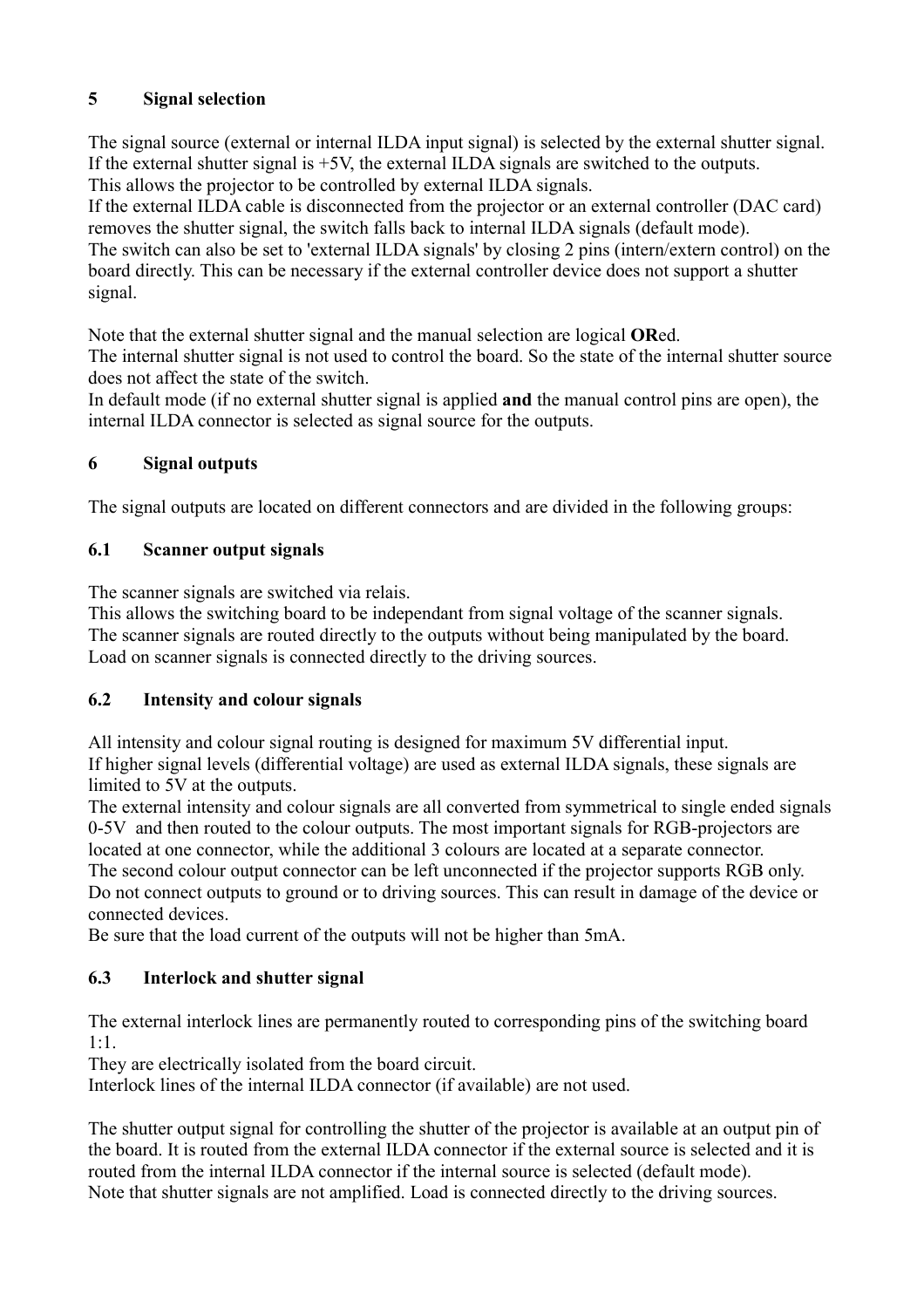## 5 Signal selection

The signal source (external or internal ILDA input signal) is selected by the external shutter signal. If the external shutter signal is +5V, the external ILDA signals are switched to the outputs.
This allows the projector to be controlled by external ILDA signals.
If the external ILDA cable is disconnected from the projector or an external controller (DAC card) removes the shutter signal, the switch falls back to internal ILDA signals (default mode).
The switch can also be set to 'external ILDA signals' by closing 2 pins (intern/extern control) on the board directly. This can be necessary if the external controller device does not support a shutter signal.

Note that the external shutter signal and the manual selection are logical **OR**ed.
The internal shutter signal is not used to control the board. So the state of the internal shutter source does not affect the state of the switch.
In default mode (if no external shutter signal is applied **and** the manual control pins are open), the internal ILDA connector is selected as signal source for the outputs.

## 6 Signal outputs

The signal outputs are located on different connectors and are divided in the following groups:

### 6.1 Scanner output signals

The scanner signals are switched via relais.
This allows the switching board to be independant from signal voltage of the scanner signals.
The scanner signals are routed directly to the outputs without being manipulated by the board.
Load on scanner signals is connected directly to the driving sources.

### 6.2 Intensity and colour signals

All intensity and colour signal routing is designed for maximum 5V differential input.
If higher signal levels (differential voltage) are used as external ILDA signals, these signals are limited to 5V at the outputs.
The external intensity and colour signals are all converted from symmetrical to single ended signals 0-5V and then routed to the colour outputs. The most important signals for RGB-projectors are located at one connector, while the additional 3 colours are located at a separate connector.
The second colour output connector can be left unconnected if the projector supports RGB only.
Do not connect outputs to ground or to driving sources. This can result in damage of the device or connected devices.
Be sure that the load current of the outputs will not be higher than 5mA.

### 6.3 Interlock and shutter signal

The external interlock lines are permanently routed to corresponding pins of the switching board 1:1.
They are electrically isolated from the board circuit.
Interlock lines of the internal ILDA connector (if available) are not used.

The shutter output signal for controlling the shutter of the projector is available at an output pin of the board. It is routed from the external ILDA connector if the external source is selected and it is routed from the internal ILDA connector if the internal source is selected (default mode).
Note that shutter signals are not amplified. Load is connected directly to the driving sources.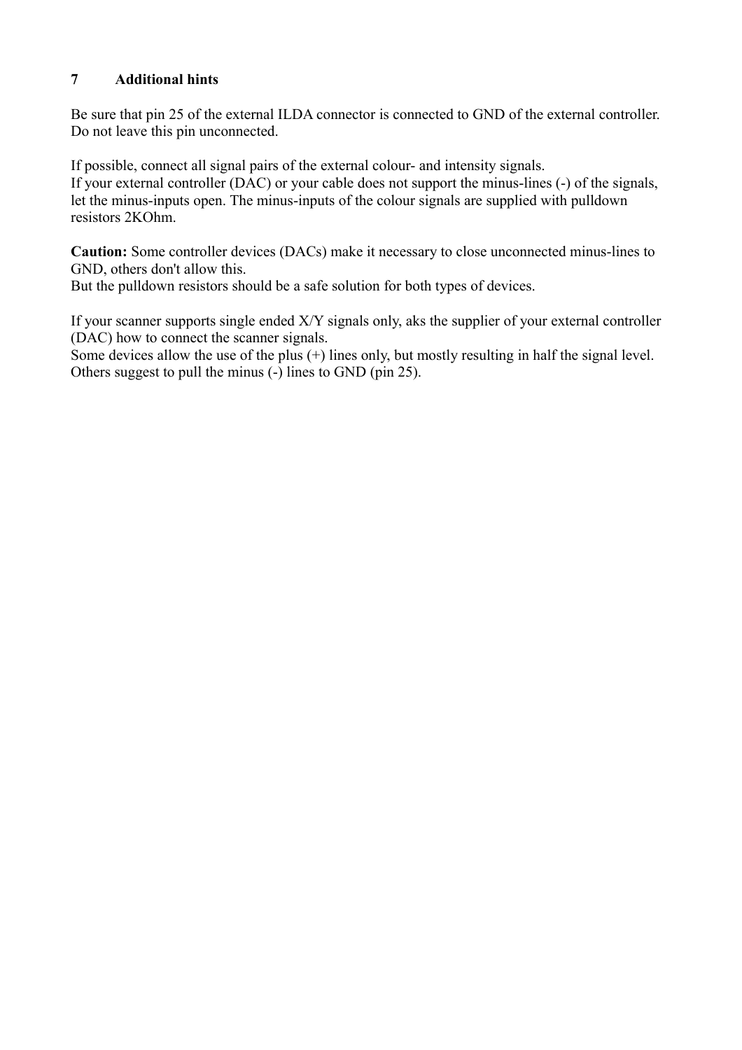## 7 Additional hints

Be sure that pin 25 of the external ILDA connector is connected to GND of the external controller. Do not leave this pin unconnected.

If possible, connect all signal pairs of the external colour- and intensity signals.
If your external controller (DAC) or your cable does not support the minus-lines (-) of the signals, let the minus-inputs open. The minus-inputs of the colour signals are supplied with pulldown resistors 2KOhm.

**Caution:** Some controller devices (DACs) make it necessary to close unconnected minus-lines to GND, others don't allow this.
But the pulldown resistors should be a safe solution for both types of devices.

If your scanner supports single ended X/Y signals only, aks the supplier of your external controller (DAC) how to connect the scanner signals.
Some devices allow the use of the plus (+) lines only, but mostly resulting in half the signal level. Others suggest to pull the minus (-) lines to GND (pin 25).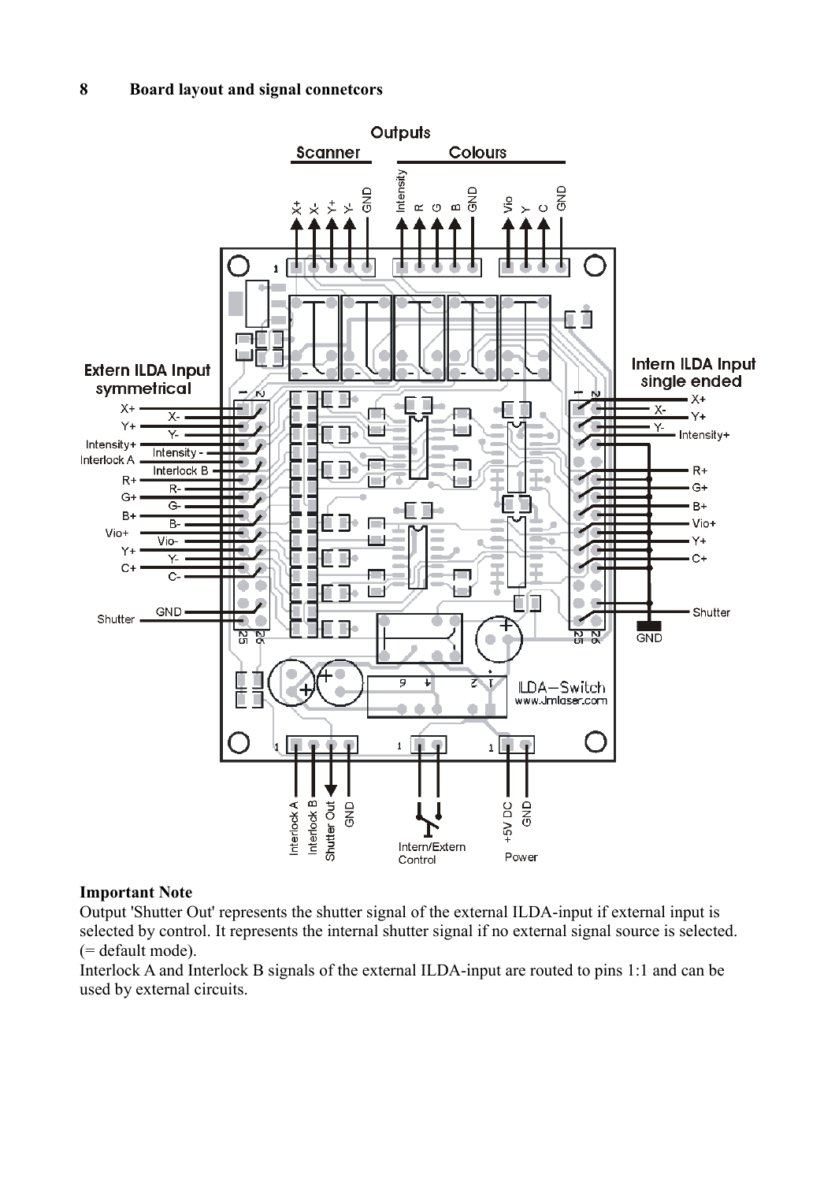## 8 Board layout and signal connetcors

Outputs

Scanner

Colours

X+ X- Y+ Y- GND

Intensity R G B GND

Vio Y C GND

Extern ILDA Input
symmetrical

X+
X-
Y+
Y-
Intensity+
Intensity -
Interlock A
Interlock B
R+
R-
G+
G-
B+
B-
Vio+
Vio-
Y+
Y-
C+
C-
GND
Shutter

Intern ILDA Input
single ended

X+
X-
Y+
Y-
Intensity+
R+
G+
B+
Vio+
Y+
C+
Shutter
GND

ILDA–Switch
www.jmlaser.com

Interlock A
Interlock B
Shutter Out
GND

Intern/Extern
Control

+5V DC
GND
Power

**Important Note**

Output 'Shutter Out' represents the shutter signal of the external ILDA-input if external input is selected by control. It represents the internal shutter signal if no external signal source is selected. (= default mode).

Interlock A and Interlock B signals of the external ILDA-input are routed to pins 1:1 and can be used by external circuits.